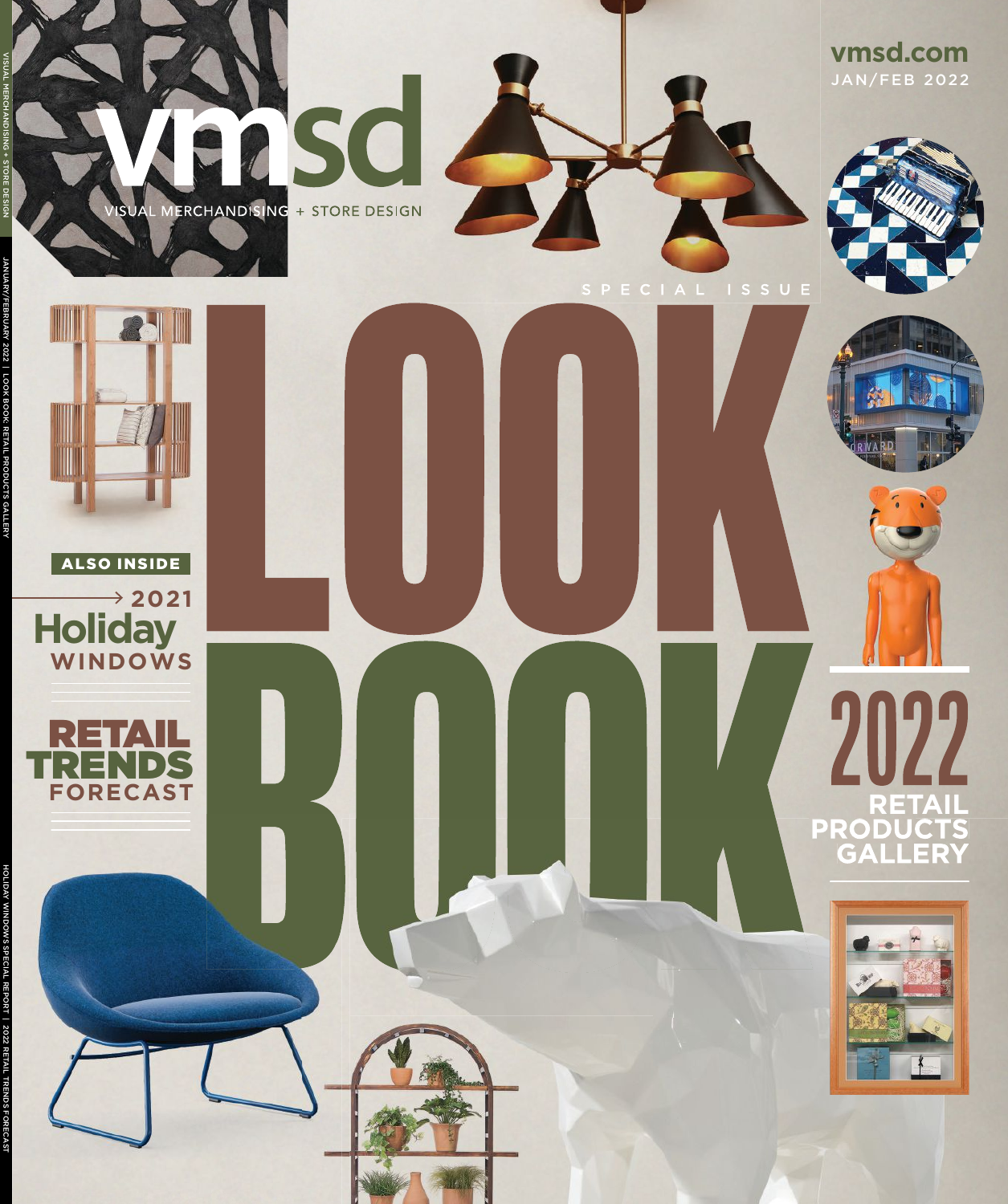# vmsd

VISUAL MERCHANDISING + STORE DESIGN

vmsd.com

JAN/FEB 2022

SPECIAL ISSUE

# LOOK BOOK

## 2022 RETAIL PRODUCTS GALLERY

**ALSO INSIDE**

2021 Holiday WINDOWS

RETAIL TRENDS FORECAST

VISUAL MERCHANDISING + STORE DESIGN

JANUARY/FEBRUARY 2022 | LOOK BOOK: RETAIL PRODUCTS GALLERY

HOLIDAY WINDOWS SPECIAL REPORT | 2022 RETAIL TRENDS FORECAST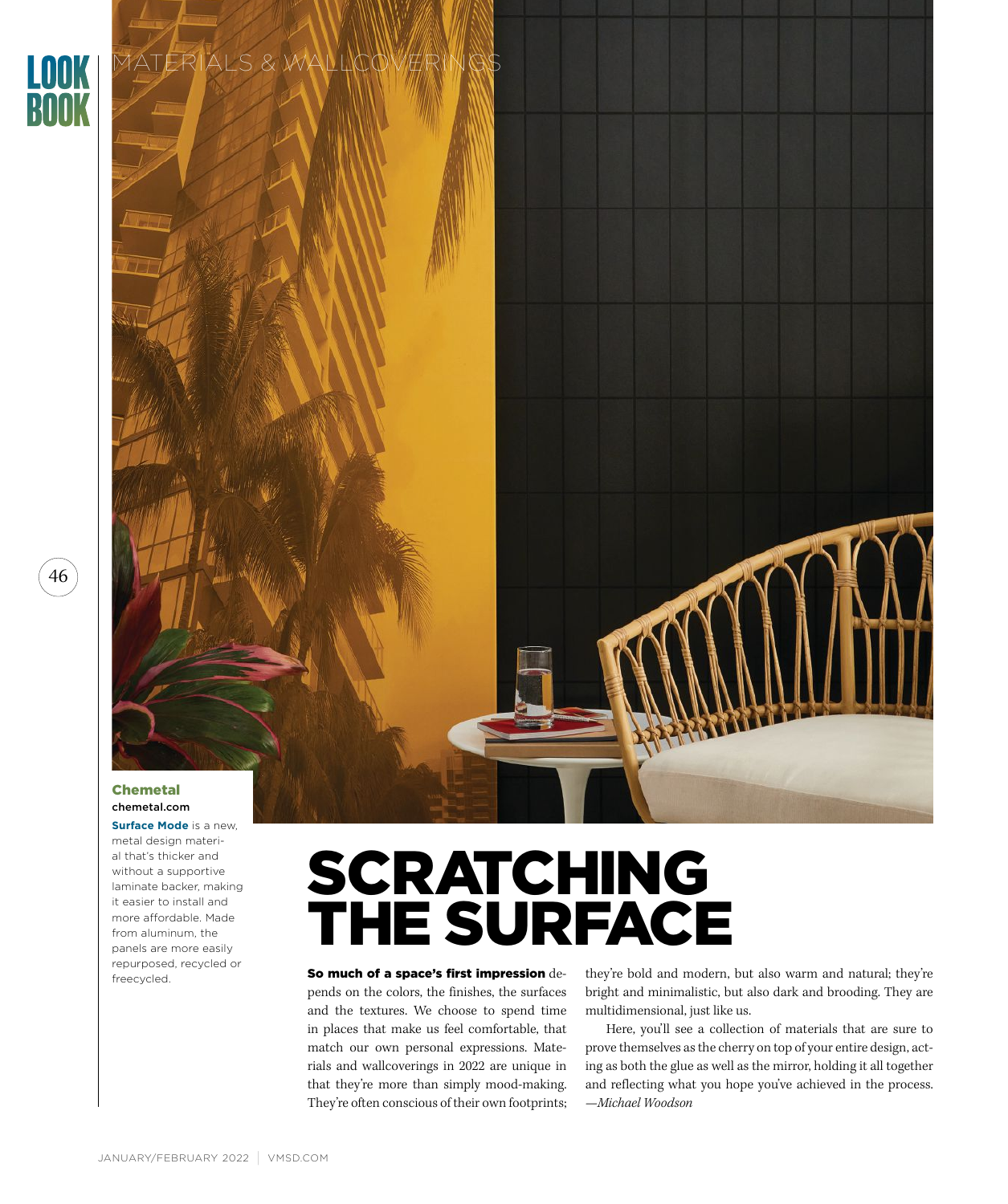MATERIALS & WALLCOVERINGS

**Chemetal**
**chemetal.com**

**Surface Mode** is a new, metal design material that's thicker and without a supportive laminate backer, making it easier to install and more affordable. Made from aluminum, the panels are more easily repurposed, recycled or freecycled.

# SCRATCHING THE SURFACE

**So much of a space's first impression** depends on the colors, the finishes, the surfaces and the textures. We choose to spend time in places that make us feel comfortable, that match our own personal expressions. Materials and wallcoverings in 2022 are unique in that they're more than simply mood-making. They're often conscious of their own footprints; they're bold and modern, but also warm and natural; they're bright and minimalistic, but also dark and brooding. They are multidimensional, just like us.

Here, you'll see a collection of materials that are sure to prove themselves as the cherry on top of your entire design, acting as both the glue as well as the mirror, holding it all together and reflecting what you hope you've achieved in the process. *—Michael Woodson*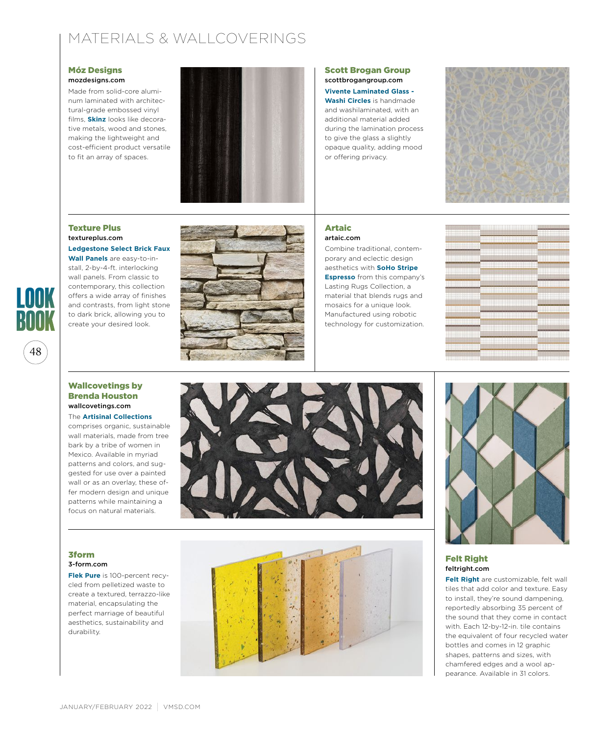# MATERIALS & WALLCOVERINGS

### Móz Designs
**mozdesigns.com**

Made from solid-core aluminum laminated with architectural-grade embossed vinyl films, **Skinz** looks like decorative metals, wood and stones, making the lightweight and cost-efficient product versatile to fit an array of spaces.

### Scott Brogan Group
**scottbrogangroup.com**

**Vivente Laminated Glass - Washi Circles** is handmade and washilaminated, with an additional material added during the lamination process to give the glass a slightly opaque quality, adding mood or offering privacy.

### Texture Plus
**textureplus.com**

**Ledgestone Select Brick Faux Wall Panels** are easy-to-install, 2-by-4-ft. interlocking wall panels. From classic to contemporary, this collection offers a wide array of finishes and contrasts, from light stone to dark brick, allowing you to create your desired look.

### Artaic
**artaic.com**

Combine traditional, contemporary and eclectic design aesthetics with **SoHo Stripe Espresso** from this company's Lasting Rugs Collection, a material that blends rugs and mosaics for a unique look. Manufactured using robotic technology for customization.

### Wallcovetings by Brenda Houston
**wallcovetings.com**

The **Artisinal Collections** comprises organic, sustainable wall materials, made from tree bark by a tribe of women in Mexico. Available in myriad patterns and colors, and suggested for use over a painted wall or as an overlay, these offer modern design and unique patterns while maintaining a focus on natural materials.

### 3form
**3-form.com**

**Flek Pure** is 100-percent recycled from pelletized waste to create a textured, terrazzo-like material, encapsulating the perfect marriage of beautiful aesthetics, sustainability and durability.

### Felt Right
**feltright.com**

**Felt Right** are customizable, felt wall tiles that add color and texture. Easy to install, they're sound dampening, reportedly absorbing 35 percent of the sound that they come in contact with. Each 12-by-12-in. tile contains the equivalent of four recycled water bottles and comes in 12 graphic shapes, patterns and sizes, with chamfered edges and a wool appearance. Available in 31 colors.